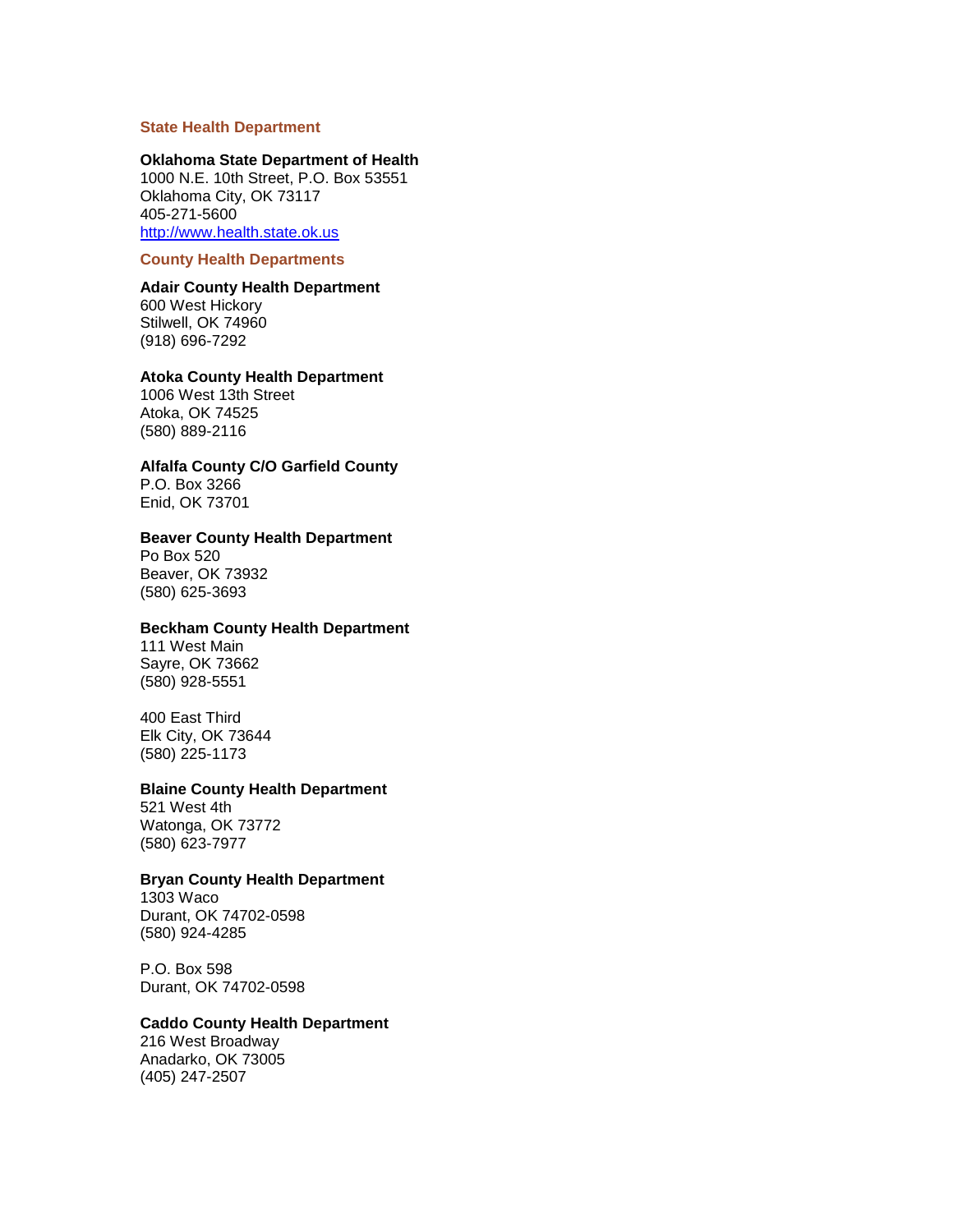## State Health Department

**Oklahoma State Department of Health**
1000 N.E. 10th Street, P.O. Box 53551
Oklahoma City, OK 73117
405-271-5600
http://www.health.state.ok.us

## County Health Departments

**Adair County Health Department**
600 West Hickory
Stilwell, OK 74960
(918) 696-7292

**Atoka County Health Department**
1006 West 13th Street
Atoka, OK 74525
(580) 889-2116

**Alfalfa County C/O Garfield County**
P.O. Box 3266
Enid, OK 73701

**Beaver County Health Department**
Po Box 520
Beaver, OK 73932
(580) 625-3693

**Beckham County Health Department**
111 West Main
Sayre, OK 73662
(580) 928-5551

400 East Third
Elk City, OK 73644
(580) 225-1173

**Blaine County Health Department**
521 West 4th
Watonga, OK 73772
(580) 623-7977

**Bryan County Health Department**
1303 Waco
Durant, OK 74702-0598
(580) 924-4285

P.O. Box 598
Durant, OK 74702-0598

**Caddo County Health Department**
216 West Broadway
Anadarko, OK 73005
(405) 247-2507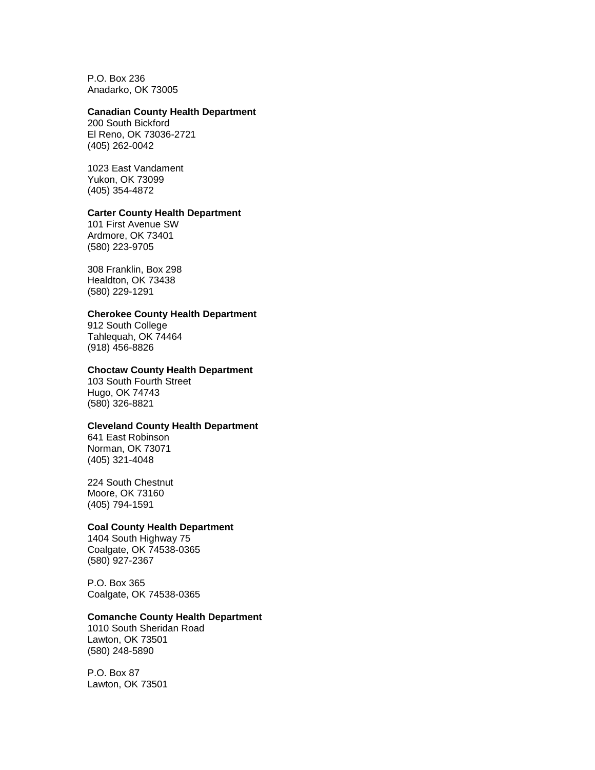P.O. Box 236
Anadarko, OK 73005

**Canadian County Health Department**
200 South Bickford
El Reno, OK 73036-2721
(405) 262-0042

1023 East Vandament
Yukon, OK 73099
(405) 354-4872

**Carter County Health Department**
101 First Avenue SW
Ardmore, OK 73401
(580) 223-9705

308 Franklin, Box 298
Healdton, OK 73438
(580) 229-1291

**Cherokee County Health Department**
912 South College
Tahlequah, OK 74464
(918) 456-8826

**Choctaw County Health Department**
103 South Fourth Street
Hugo, OK 74743
(580) 326-8821

**Cleveland County Health Department**
641 East Robinson
Norman, OK 73071
(405) 321-4048

224 South Chestnut
Moore, OK 73160
(405) 794-1591

**Coal County Health Department**
1404 South Highway 75
Coalgate, OK 74538-0365
(580) 927-2367

P.O. Box 365
Coalgate, OK 74538-0365

**Comanche County Health Department**
1010 South Sheridan Road
Lawton, OK 73501
(580) 248-5890

P.O. Box 87
Lawton, OK 73501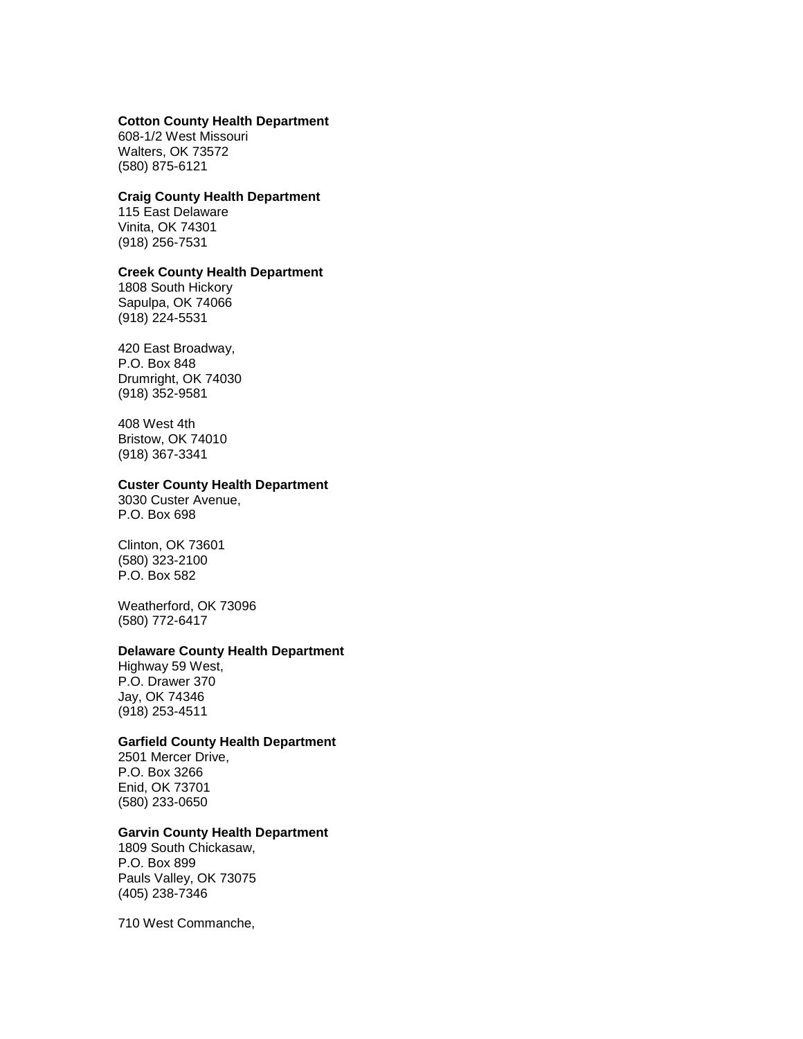**Cotton County Health Department**
608-1/2 West Missouri
Walters, OK 73572
(580) 875-6121

**Craig County Health Department**
115 East Delaware
Vinita, OK 74301
(918) 256-7531

**Creek County Health Department**
1808 South Hickory
Sapulpa, OK 74066
(918) 224-5531

420 East Broadway,
P.O. Box 848
Drumright, OK 74030
(918) 352-9581

408 West 4th
Bristow, OK 74010
(918) 367-3341

**Custer County Health Department**
3030 Custer Avenue,
P.O. Box 698

Clinton, OK 73601
(580) 323-2100
P.O. Box 582

Weatherford, OK 73096
(580) 772-6417

**Delaware County Health Department**
Highway 59 West,
P.O. Drawer 370
Jay, OK 74346
(918) 253-4511

**Garfield County Health Department**
2501 Mercer Drive,
P.O. Box 3266
Enid, OK 73701
(580) 233-0650

**Garvin County Health Department**
1809 South Chickasaw,
P.O. Box 899
Pauls Valley, OK 73075
(405) 238-7346

710 West Commanche,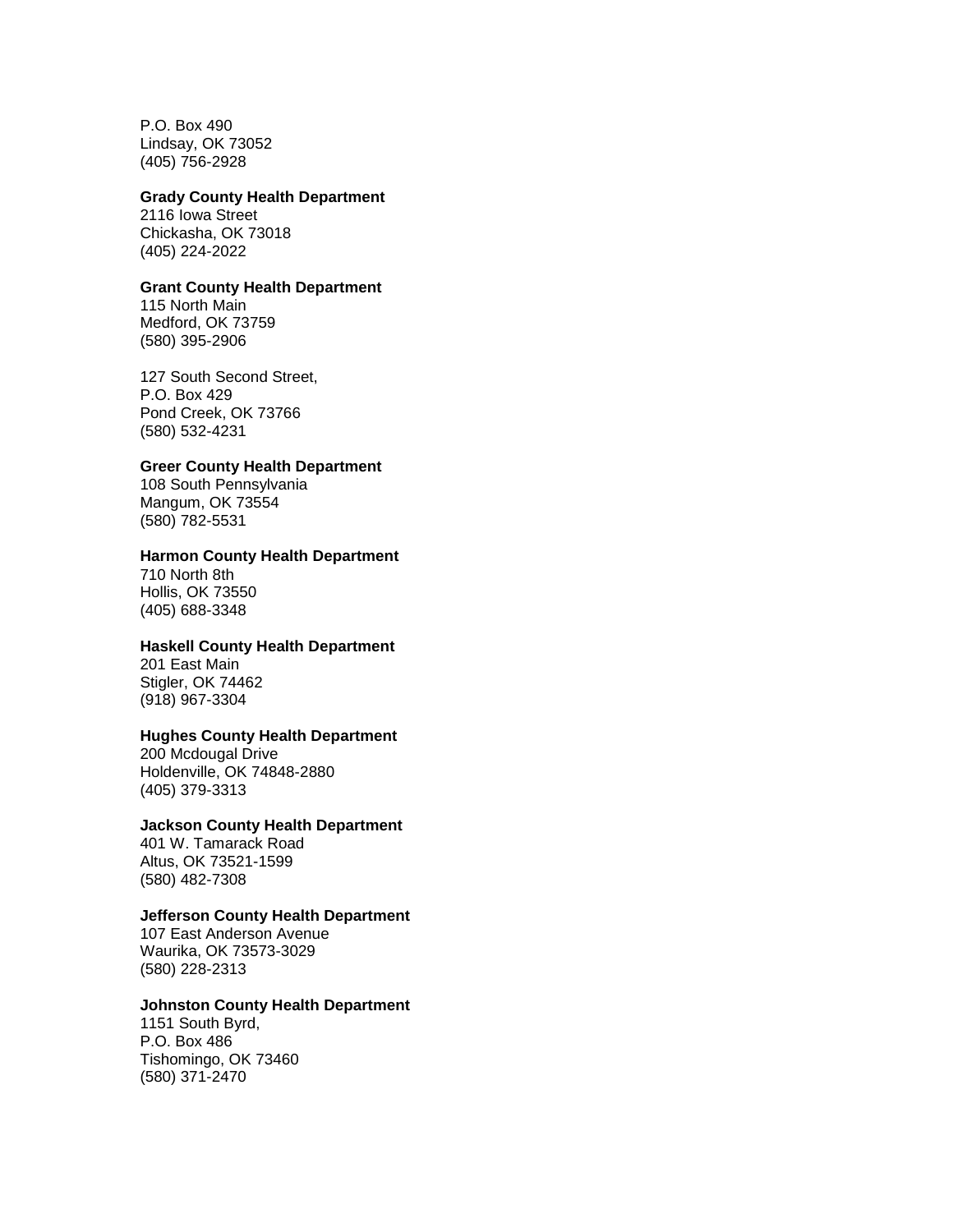P.O. Box 490
Lindsay, OK 73052
(405) 756-2928

**Grady County Health Department**
2116 Iowa Street
Chickasha, OK 73018
(405) 224-2022

**Grant County Health Department**
115 North Main
Medford, OK 73759
(580) 395-2906

127 South Second Street,
P.O. Box 429
Pond Creek, OK 73766
(580) 532-4231

**Greer County Health Department**
108 South Pennsylvania
Mangum, OK 73554
(580) 782-5531

**Harmon County Health Department**
710 North 8th
Hollis, OK 73550
(405) 688-3348

**Haskell County Health Department**
201 East Main
Stigler, OK 74462
(918) 967-3304

**Hughes County Health Department**
200 Mcdougal Drive
Holdenville, OK 74848-2880
(405) 379-3313

**Jackson County Health Department**
401 W. Tamarack Road
Altus, OK 73521-1599
(580) 482-7308

**Jefferson County Health Department**
107 East Anderson Avenue
Waurika, OK 73573-3029
(580) 228-2313

**Johnston County Health Department**
1151 South Byrd,
P.O. Box 486
Tishomingo, OK 73460
(580) 371-2470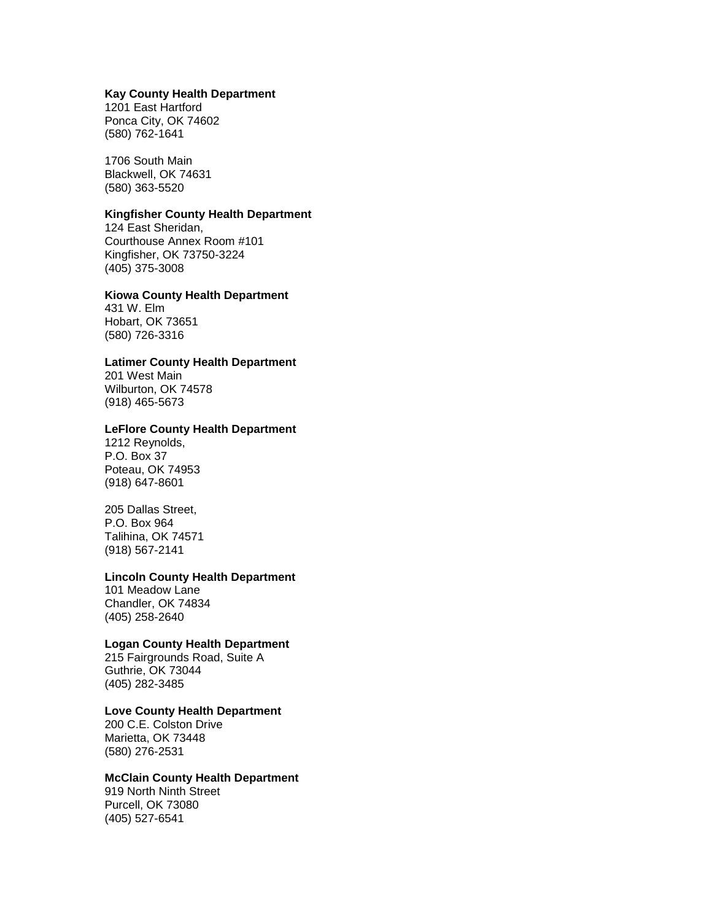**Kay County Health Department**
1201 East Hartford
Ponca City, OK 74602
(580) 762-1641

1706 South Main
Blackwell, OK 74631
(580) 363-5520

**Kingfisher County Health Department**
124 East Sheridan,
Courthouse Annex Room #101
Kingfisher, OK 73750-3224
(405) 375-3008

**Kiowa County Health Department**
431 W. Elm
Hobart, OK 73651
(580) 726-3316

**Latimer County Health Department**
201 West Main
Wilburton, OK 74578
(918) 465-5673

**LeFlore County Health Department**
1212 Reynolds,
P.O. Box 37
Poteau, OK 74953
(918) 647-8601

205 Dallas Street,
P.O. Box 964
Talihina, OK 74571
(918) 567-2141

**Lincoln County Health Department**
101 Meadow Lane
Chandler, OK 74834
(405) 258-2640

**Logan County Health Department**
215 Fairgrounds Road, Suite A
Guthrie, OK 73044
(405) 282-3485

**Love County Health Department**
200 C.E. Colston Drive
Marietta, OK 73448
(580) 276-2531

**McClain County Health Department**
919 North Ninth Street
Purcell, OK 73080
(405) 527-6541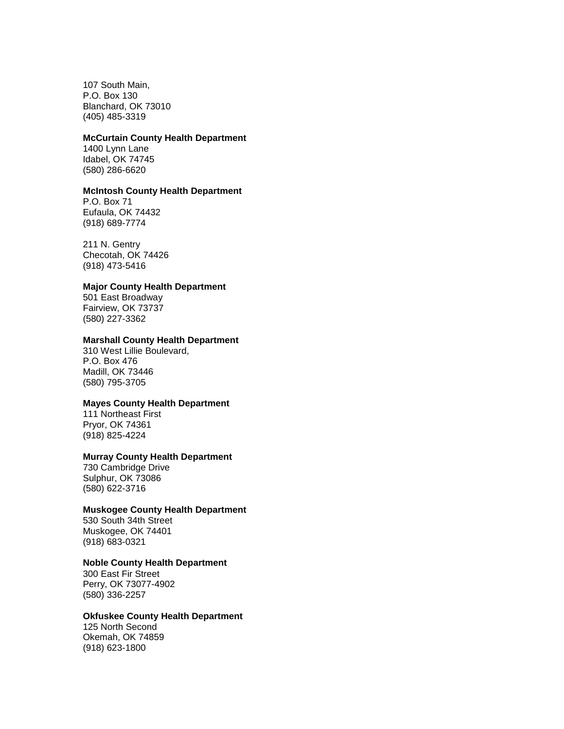107 South Main,
P.O. Box 130
Blanchard, OK 73010
(405) 485-3319

**McCurtain County Health Department**
1400 Lynn Lane
Idabel, OK 74745
(580) 286-6620

**McIntosh County Health Department**
P.O. Box 71
Eufaula, OK 74432
(918) 689-7774

211 N. Gentry
Checotah, OK 74426
(918) 473-5416

**Major County Health Department**
501 East Broadway
Fairview, OK 73737
(580) 227-3362

**Marshall County Health Department**
310 West Lillie Boulevard,
P.O. Box 476
Madill, OK 73446
(580) 795-3705

**Mayes County Health Department**
111 Northeast First
Pryor, OK 74361
(918) 825-4224

**Murray County Health Department**
730 Cambridge Drive
Sulphur, OK 73086
(580) 622-3716

**Muskogee County Health Department**
530 South 34th Street
Muskogee, OK 74401
(918) 683-0321

**Noble County Health Department**
300 East Fir Street
Perry, OK 73077-4902
(580) 336-2257

**Okfuskee County Health Department**
125 North Second
Okemah, OK 74859
(918) 623-1800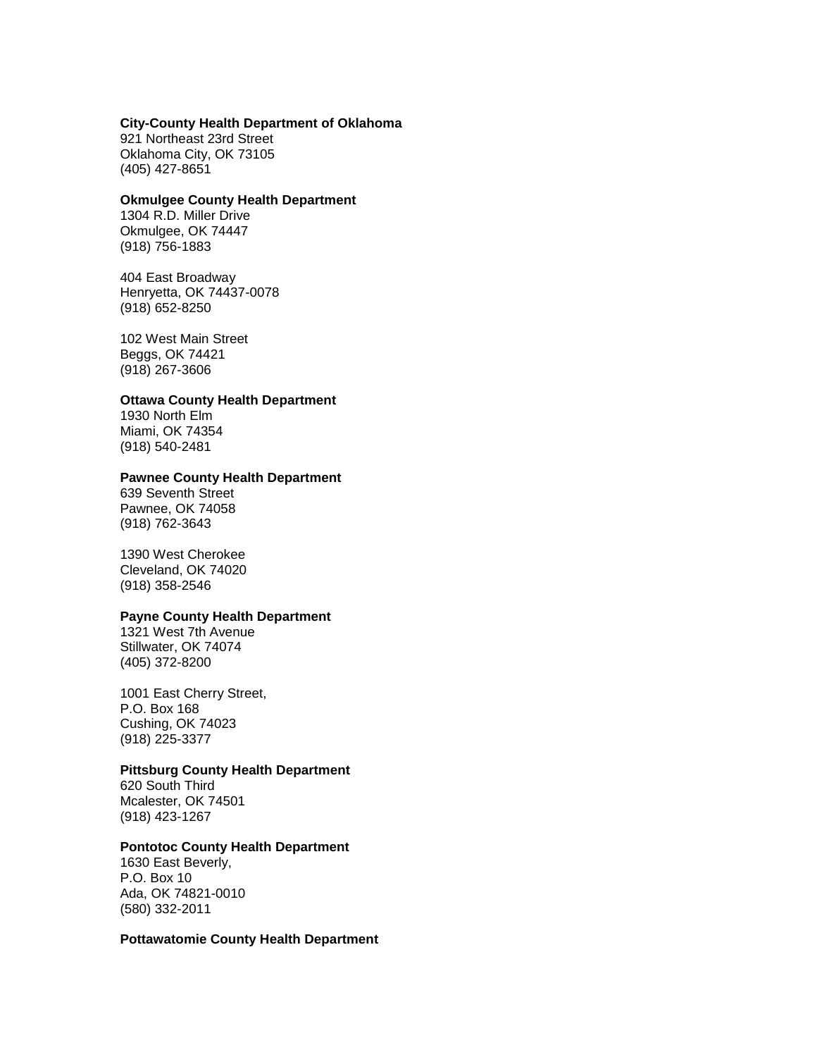**City-County Health Department of Oklahoma**
921 Northeast 23rd Street
Oklahoma City, OK 73105
(405) 427-8651

**Okmulgee County Health Department**
1304 R.D. Miller Drive
Okmulgee, OK 74447
(918) 756-1883

404 East Broadway
Henryetta, OK 74437-0078
(918) 652-8250

102 West Main Street
Beggs, OK 74421
(918) 267-3606

**Ottawa County Health Department**
1930 North Elm
Miami, OK 74354
(918) 540-2481

**Pawnee County Health Department**
639 Seventh Street
Pawnee, OK 74058
(918) 762-3643

1390 West Cherokee
Cleveland, OK 74020
(918) 358-2546

**Payne County Health Department**
1321 West 7th Avenue
Stillwater, OK 74074
(405) 372-8200

1001 East Cherry Street,
P.O. Box 168
Cushing, OK 74023
(918) 225-3377

**Pittsburg County Health Department**
620 South Third
Mcalester, OK 74501
(918) 423-1267

**Pontotoc County Health Department**
1630 East Beverly,
P.O. Box 10
Ada, OK 74821-0010
(580) 332-2011

**Pottawatomie County Health Department**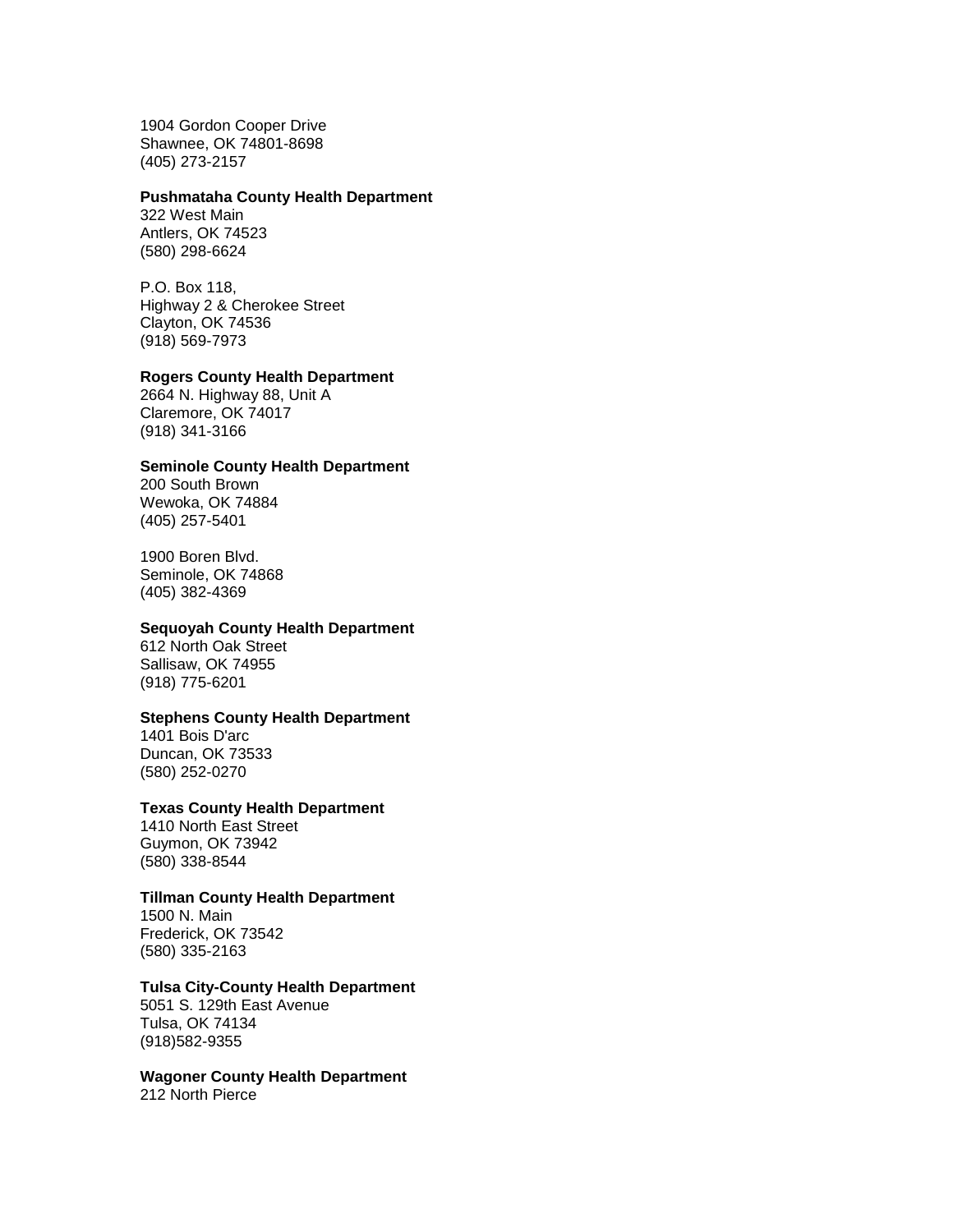1904 Gordon Cooper Drive
Shawnee, OK 74801-8698
(405) 273-2157

**Pushmataha County Health Department**
322 West Main
Antlers, OK 74523
(580) 298-6624

P.O. Box 118,
Highway 2 & Cherokee Street
Clayton, OK 74536
(918) 569-7973

**Rogers County Health Department**
2664 N. Highway 88, Unit A
Claremore, OK 74017
(918) 341-3166

**Seminole County Health Department**
200 South Brown
Wewoka, OK 74884
(405) 257-5401

1900 Boren Blvd.
Seminole, OK 74868
(405) 382-4369

**Sequoyah County Health Department**
612 North Oak Street
Sallisaw, OK 74955
(918) 775-6201

**Stephens County Health Department**
1401 Bois D'arc
Duncan, OK 73533
(580) 252-0270

**Texas County Health Department**
1410 North East Street
Guymon, OK 73942
(580) 338-8544

**Tillman County Health Department**
1500 N. Main
Frederick, OK 73542
(580) 335-2163

**Tulsa City-County Health Department**
5051 S. 129th East Avenue
Tulsa, OK 74134
(918)582-9355

**Wagoner County Health Department**
212 North Pierce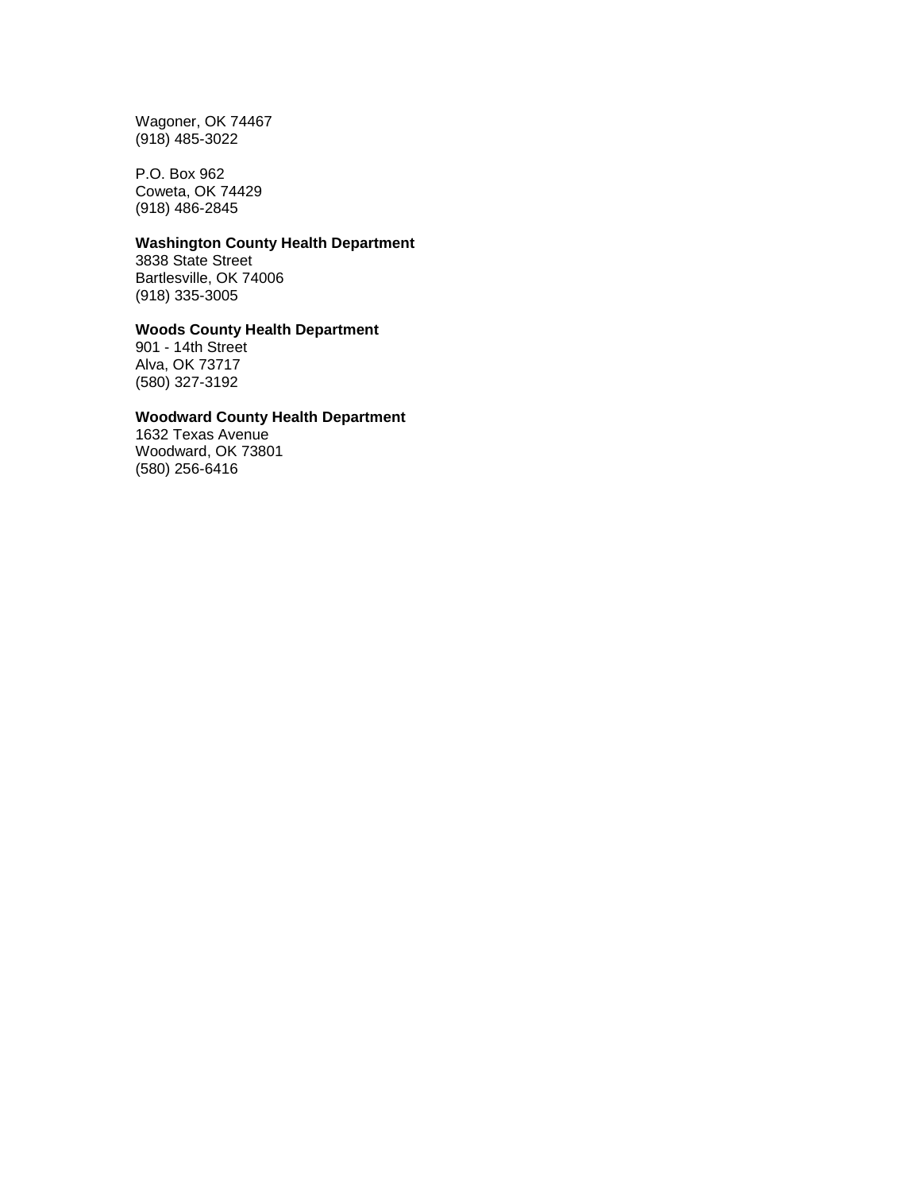Wagoner, OK 74467
(918) 485-3022

P.O. Box 962
Coweta, OK 74429
(918) 486-2845

**Washington County Health Department**
3838 State Street
Bartlesville, OK 74006
(918) 335-3005

**Woods County Health Department**
901 - 14th Street
Alva, OK 73717
(580) 327-3192

**Woodward County Health Department**
1632 Texas Avenue
Woodward, OK 73801
(580) 256-6416